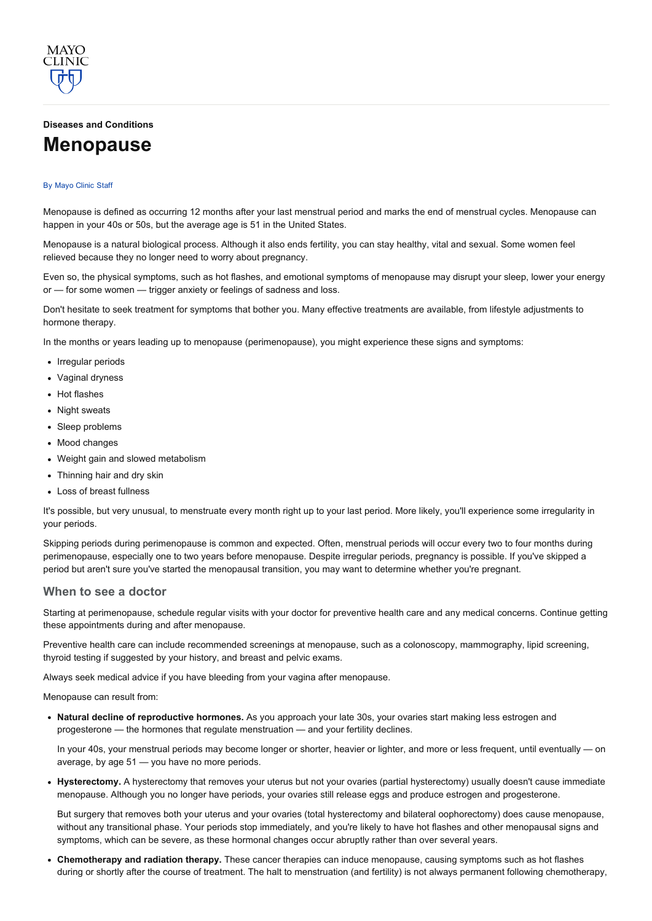Diseases and Conditions

# Menopause

By Mayo Clinic Staff

Menopause is defined as occurring 12 months after your last menstrual period and marks the end of menstrual cycles. Menopause can happen in your 40s or 50s, but the average age is 51 in the United States.

Menopause is a natural biological process. Although it also ends fertility, you can stay healthy, vital and sexual. Some women feel relieved because they no longer need to worry about pregnancy.

Even so, the physical symptoms, such as hot flashes, and emotional symptoms of menopause may disrupt your sleep, lower your energy or — for some women — trigger anxiety or feelings of sadness and loss.

Don't hesitate to seek treatment for symptoms that bother you. Many effective treatments are available, from lifestyle adjustments to hormone therapy.

In the months or years leading up to menopause (perimenopause), you might experience these signs and symptoms:

- Irregular periods
- Vaginal dryness
- Hot flashes
- Night sweats
- Sleep problems
- Mood changes
- Weight gain and slowed metabolism
- Thinning hair and dry skin
- Loss of breast fullness

It's possible, but very unusual, to menstruate every month right up to your last period. More likely, you'll experience some irregularity in your periods.

Skipping periods during perimenopause is common and expected. Often, menstrual periods will occur every two to four months during perimenopause, especially one to two years before menopause. Despite irregular periods, pregnancy is possible. If you've skipped a period but aren't sure you've started the menopausal transition, you may want to determine whether you're pregnant.

## When to see a doctor

Starting at perimenopause, schedule regular visits with your doctor for preventive health care and any medical concerns. Continue getting these appointments during and after menopause.

Preventive health care can include recommended screenings at menopause, such as a colonoscopy, mammography, lipid screening, thyroid testing if suggested by your history, and breast and pelvic exams.

Always seek medical advice if you have bleeding from your vagina after menopause.

Menopause can result from:

- **Natural decline of reproductive hormones.** As you approach your late 30s, your ovaries start making less estrogen and progesterone — the hormones that regulate menstruation — and your fertility declines.

  In your 40s, your menstrual periods may become longer or shorter, heavier or lighter, and more or less frequent, until eventually — on average, by age 51 — you have no more periods.

- **Hysterectomy.** A hysterectomy that removes your uterus but not your ovaries (partial hysterectomy) usually doesn't cause immediate menopause. Although you no longer have periods, your ovaries still release eggs and produce estrogen and progesterone.

  But surgery that removes both your uterus and your ovaries (total hysterectomy and bilateral oophorectomy) does cause menopause, without any transitional phase. Your periods stop immediately, and you're likely to have hot flashes and other menopausal signs and symptoms, which can be severe, as these hormonal changes occur abruptly rather than over several years.

- **Chemotherapy and radiation therapy.** These cancer therapies can induce menopause, causing symptoms such as hot flashes during or shortly after the course of treatment. The halt to menstruation (and fertility) is not always permanent following chemotherapy,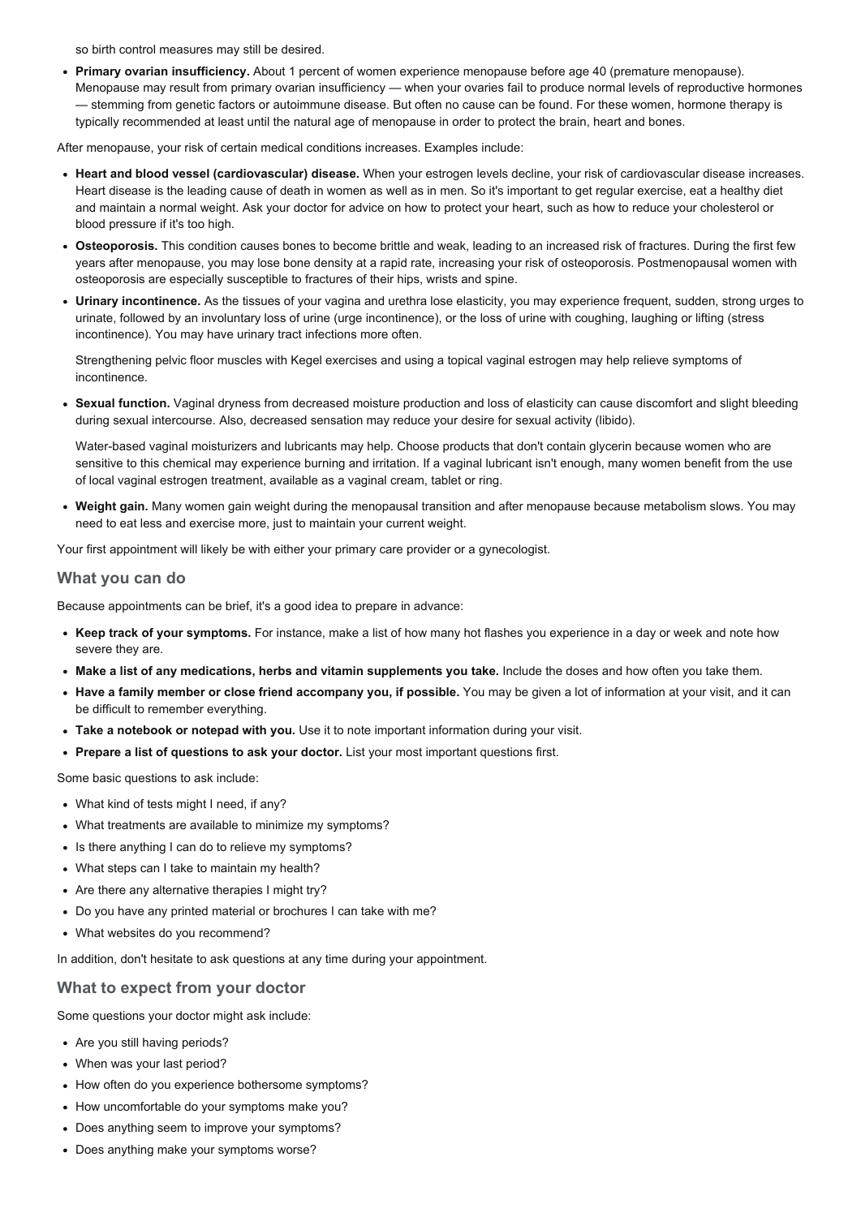so birth control measures may still be desired.

- **Primary ovarian insufficiency.** About 1 percent of women experience menopause before age 40 (premature menopause). Menopause may result from primary ovarian insufficiency — when your ovaries fail to produce normal levels of reproductive hormones — stemming from genetic factors or autoimmune disease. But often no cause can be found. For these women, hormone therapy is typically recommended at least until the natural age of menopause in order to protect the brain, heart and bones.

After menopause, your risk of certain medical conditions increases. Examples include:

- **Heart and blood vessel (cardiovascular) disease.** When your estrogen levels decline, your risk of cardiovascular disease increases. Heart disease is the leading cause of death in women as well as in men. So it's important to get regular exercise, eat a healthy diet and maintain a normal weight. Ask your doctor for advice on how to protect your heart, such as how to reduce your cholesterol or blood pressure if it's too high.
- **Osteoporosis.** This condition causes bones to become brittle and weak, leading to an increased risk of fractures. During the first few years after menopause, you may lose bone density at a rapid rate, increasing your risk of osteoporosis. Postmenopausal women with osteoporosis are especially susceptible to fractures of their hips, wrists and spine.
- **Urinary incontinence.** As the tissues of your vagina and urethra lose elasticity, you may experience frequent, sudden, strong urges to urinate, followed by an involuntary loss of urine (urge incontinence), or the loss of urine with coughing, laughing or lifting (stress incontinence). You may have urinary tract infections more often.

  Strengthening pelvic floor muscles with Kegel exercises and using a topical vaginal estrogen may help relieve symptoms of incontinence.

- **Sexual function.** Vaginal dryness from decreased moisture production and loss of elasticity can cause discomfort and slight bleeding during sexual intercourse. Also, decreased sensation may reduce your desire for sexual activity (libido).

  Water-based vaginal moisturizers and lubricants may help. Choose products that don't contain glycerin because women who are sensitive to this chemical may experience burning and irritation. If a vaginal lubricant isn't enough, many women benefit from the use of local vaginal estrogen treatment, available as a vaginal cream, tablet or ring.

- **Weight gain.** Many women gain weight during the menopausal transition and after menopause because metabolism slows. You may need to eat less and exercise more, just to maintain your current weight.

Your first appointment will likely be with either your primary care provider or a gynecologist.

## What you can do

Because appointments can be brief, it's a good idea to prepare in advance:

- **Keep track of your symptoms.** For instance, make a list of how many hot flashes you experience in a day or week and note how severe they are.
- **Make a list of any medications, herbs and vitamin supplements you take.** Include the doses and how often you take them.
- **Have a family member or close friend accompany you, if possible.** You may be given a lot of information at your visit, and it can be difficult to remember everything.
- **Take a notebook or notepad with you.** Use it to note important information during your visit.
- **Prepare a list of questions to ask your doctor.** List your most important questions first.

Some basic questions to ask include:

- What kind of tests might I need, if any?
- What treatments are available to minimize my symptoms?
- Is there anything I can do to relieve my symptoms?
- What steps can I take to maintain my health?
- Are there any alternative therapies I might try?
- Do you have any printed material or brochures I can take with me?
- What websites do you recommend?

In addition, don't hesitate to ask questions at any time during your appointment.

## What to expect from your doctor

Some questions your doctor might ask include:

- Are you still having periods?
- When was your last period?
- How often do you experience bothersome symptoms?
- How uncomfortable do your symptoms make you?
- Does anything seem to improve your symptoms?
- Does anything make your symptoms worse?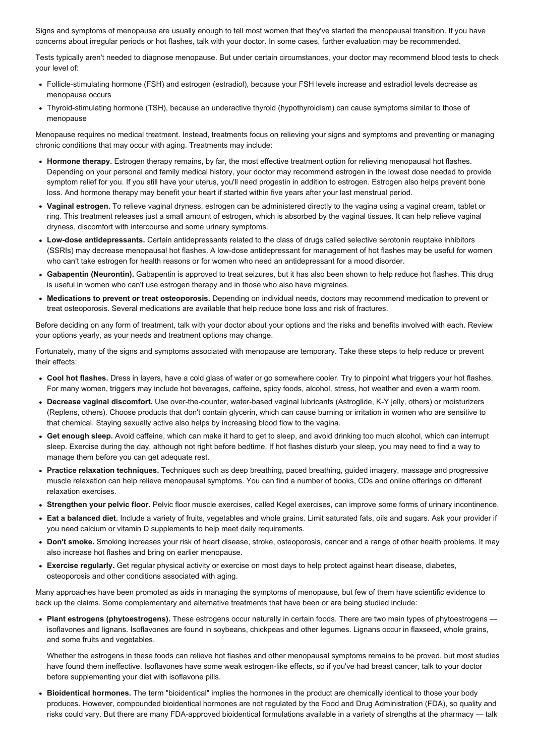Signs and symptoms of menopause are usually enough to tell most women that they've started the menopausal transition. If you have concerns about irregular periods or hot flashes, talk with your doctor. In some cases, further evaluation may be recommended.

Tests typically aren't needed to diagnose menopause. But under certain circumstances, your doctor may recommend blood tests to check your level of:

- Follicle-stimulating hormone (FSH) and estrogen (estradiol), because your FSH levels increase and estradiol levels decrease as menopause occurs
- Thyroid-stimulating hormone (TSH), because an underactive thyroid (hypothyroidism) can cause symptoms similar to those of menopause

Menopause requires no medical treatment. Instead, treatments focus on relieving your signs and symptoms and preventing or managing chronic conditions that may occur with aging. Treatments may include:

- **Hormone therapy.** Estrogen therapy remains, by far, the most effective treatment option for relieving menopausal hot flashes. Depending on your personal and family medical history, your doctor may recommend estrogen in the lowest dose needed to provide symptom relief for you. If you still have your uterus, you'll need progestin in addition to estrogen. Estrogen also helps prevent bone loss. And hormone therapy may benefit your heart if started within five years after your last menstrual period.
- **Vaginal estrogen.** To relieve vaginal dryness, estrogen can be administered directly to the vagina using a vaginal cream, tablet or ring. This treatment releases just a small amount of estrogen, which is absorbed by the vaginal tissues. It can help relieve vaginal dryness, discomfort with intercourse and some urinary symptoms.
- **Low-dose antidepressants.** Certain antidepressants related to the class of drugs called selective serotonin reuptake inhibitors (SSRIs) may decrease menopausal hot flashes. A low-dose antidepressant for management of hot flashes may be useful for women who can't take estrogen for health reasons or for women who need an antidepressant for a mood disorder.
- **Gabapentin (Neurontin).** Gabapentin is approved to treat seizures, but it has also been shown to help reduce hot flashes. This drug is useful in women who can't use estrogen therapy and in those who also have migraines.
- **Medications to prevent or treat osteoporosis.** Depending on individual needs, doctors may recommend medication to prevent or treat osteoporosis. Several medications are available that help reduce bone loss and risk of fractures.

Before deciding on any form of treatment, talk with your doctor about your options and the risks and benefits involved with each. Review your options yearly, as your needs and treatment options may change.

Fortunately, many of the signs and symptoms associated with menopause are temporary. Take these steps to help reduce or prevent their effects:

- **Cool hot flashes.** Dress in layers, have a cold glass of water or go somewhere cooler. Try to pinpoint what triggers your hot flashes. For many women, triggers may include hot beverages, caffeine, spicy foods, alcohol, stress, hot weather and even a warm room.
- **Decrease vaginal discomfort.** Use over-the-counter, water-based vaginal lubricants (Astroglide, K-Y jelly, others) or moisturizers (Replens, others). Choose products that don't contain glycerin, which can cause burning or irritation in women who are sensitive to that chemical. Staying sexually active also helps by increasing blood flow to the vagina.
- **Get enough sleep.** Avoid caffeine, which can make it hard to get to sleep, and avoid drinking too much alcohol, which can interrupt sleep. Exercise during the day, although not right before bedtime. If hot flashes disturb your sleep, you may need to find a way to manage them before you can get adequate rest.
- **Practice relaxation techniques.** Techniques such as deep breathing, paced breathing, guided imagery, massage and progressive muscle relaxation can help relieve menopausal symptoms. You can find a number of books, CDs and online offerings on different relaxation exercises.
- **Strengthen your pelvic floor.** Pelvic floor muscle exercises, called Kegel exercises, can improve some forms of urinary incontinence.
- **Eat a balanced diet.** Include a variety of fruits, vegetables and whole grains. Limit saturated fats, oils and sugars. Ask your provider if you need calcium or vitamin D supplements to help meet daily requirements.
- **Don't smoke.** Smoking increases your risk of heart disease, stroke, osteoporosis, cancer and a range of other health problems. It may also increase hot flashes and bring on earlier menopause.
- **Exercise regularly.** Get regular physical activity or exercise on most days to help protect against heart disease, diabetes, osteoporosis and other conditions associated with aging.

Many approaches have been promoted as aids in managing the symptoms of menopause, but few of them have scientific evidence to back up the claims. Some complementary and alternative treatments that have been or are being studied include:

- **Plant estrogens (phytoestrogens).** These estrogens occur naturally in certain foods. There are two main types of phytoestrogens — isoflavones and lignans. Isoflavones are found in soybeans, chickpeas and other legumes. Lignans occur in flaxseed, whole grains, and some fruits and vegetables.

  Whether the estrogens in these foods can relieve hot flashes and other menopausal symptoms remains to be proved, but most studies have found them ineffective. Isoflavones have some weak estrogen-like effects, so if you've had breast cancer, talk to your doctor before supplementing your diet with isoflavone pills.

- **Bioidentical hormones.** The term "bioidentical" implies the hormones in the product are chemically identical to those your body produces. However, compounded bioidentical hormones are not regulated by the Food and Drug Administration (FDA), so quality and risks could vary. But there are many FDA-approved bioidentical formulations available in a variety of strengths at the pharmacy — talk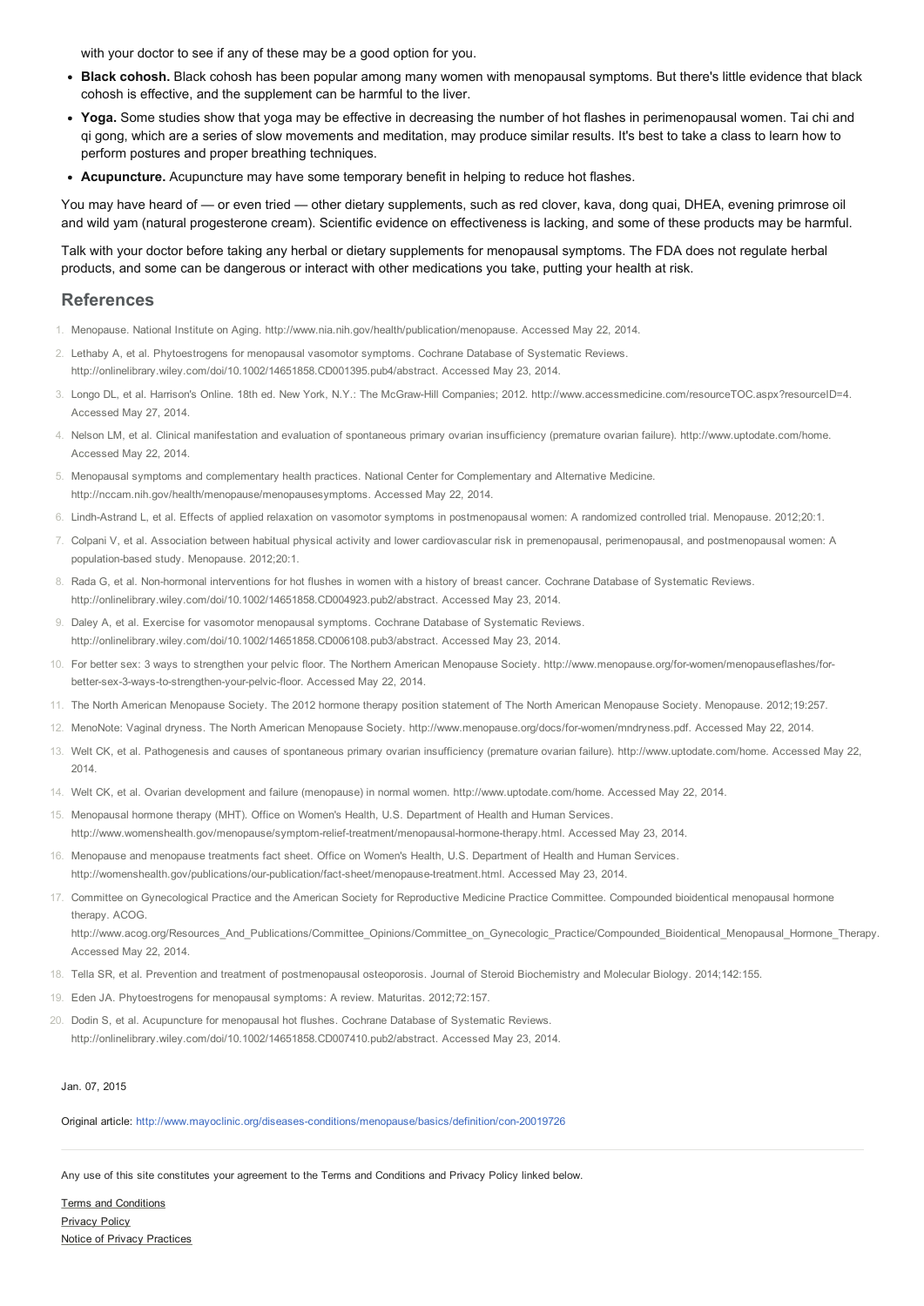with your doctor to see if any of these may be a good option for you.

- **Black cohosh.** Black cohosh has been popular among many women with menopausal symptoms. But there's little evidence that black cohosh is effective, and the supplement can be harmful to the liver.
- **Yoga.** Some studies show that yoga may be effective in decreasing the number of hot flashes in perimenopausal women. Tai chi and qi gong, which are a series of slow movements and meditation, may produce similar results. It's best to take a class to learn how to perform postures and proper breathing techniques.
- **Acupuncture.** Acupuncture may have some temporary benefit in helping to reduce hot flashes.

You may have heard of — or even tried — other dietary supplements, such as red clover, kava, dong quai, DHEA, evening primrose oil and wild yam (natural progesterone cream). Scientific evidence on effectiveness is lacking, and some of these products may be harmful.

Talk with your doctor before taking any herbal or dietary supplements for menopausal symptoms. The FDA does not regulate herbal products, and some can be dangerous or interact with other medications you take, putting your health at risk.

## References

1. Menopause. National Institute on Aging. http://www.nia.nih.gov/health/publication/menopause. Accessed May 22, 2014.
2. Lethaby A, et al. Phytoestrogens for menopausal vasomotor symptoms. Cochrane Database of Systematic Reviews. http://onlinelibrary.wiley.com/doi/10.1002/14651858.CD001395.pub4/abstract. Accessed May 23, 2014.
3. Longo DL, et al. Harrison's Online. 18th ed. New York, N.Y.: The McGraw-Hill Companies; 2012. http://www.accessmedicine.com/resourceTOC.aspx?resourceID=4. Accessed May 27, 2014.
4. Nelson LM, et al. Clinical manifestation and evaluation of spontaneous primary ovarian insufficiency (premature ovarian failure). http://www.uptodate.com/home. Accessed May 22, 2014.
5. Menopausal symptoms and complementary health practices. National Center for Complementary and Alternative Medicine. http://nccam.nih.gov/health/menopause/menopausesymptoms. Accessed May 22, 2014.
6. Lindh-Astrand L, et al. Effects of applied relaxation on vasomotor symptoms in postmenopausal women: A randomized controlled trial. Menopause. 2012;20:1.
7. Colpani V, et al. Association between habitual physical activity and lower cardiovascular risk in premenopausal, perimenopausal, and postmenopausal women: A population-based study. Menopause. 2012;20:1.
8. Rada G, et al. Non-hormonal interventions for hot flushes in women with a history of breast cancer. Cochrane Database of Systematic Reviews. http://onlinelibrary.wiley.com/doi/10.1002/14651858.CD004923.pub2/abstract. Accessed May 23, 2014.
9. Daley A, et al. Exercise for vasomotor menopausal symptoms. Cochrane Database of Systematic Reviews. http://onlinelibrary.wiley.com/doi/10.1002/14651858.CD006108.pub3/abstract. Accessed May 23, 2014.
10. For better sex: 3 ways to strengthen your pelvic floor. The Northern American Menopause Society. http://www.menopause.org/for-women/menopauseflashes/for-better-sex-3-ways-to-strengthen-your-pelvic-floor. Accessed May 22, 2014.
11. The North American Menopause Society. The 2012 hormone therapy position statement of The North American Menopause Society. Menopause. 2012;19:257.
12. MenoNote: Vaginal dryness. The North American Menopause Society. http://www.menopause.org/docs/for-women/mndryness.pdf. Accessed May 22, 2014.
13. Welt CK, et al. Pathogenesis and causes of spontaneous primary ovarian insufficiency (premature ovarian failure). http://www.uptodate.com/home. Accessed May 22, 2014.
14. Welt CK, et al. Ovarian development and failure (menopause) in normal women. http://www.uptodate.com/home. Accessed May 22, 2014.
15. Menopausal hormone therapy (MHT). Office on Women's Health, U.S. Department of Health and Human Services. http://www.womenshealth.gov/menopause/symptom-relief-treatment/menopausal-hormone-therapy.html. Accessed May 23, 2014.
16. Menopause and menopause treatments fact sheet. Office on Women's Health, U.S. Department of Health and Human Services. http://womenshealth.gov/publications/our-publication/fact-sheet/menopause-treatment.html. Accessed May 23, 2014.
17. Committee on Gynecological Practice and the American Society for Reproductive Medicine Practice Committee. Compounded bioidentical menopausal hormone therapy. ACOG. http://www.acog.org/Resources_And_Publications/Committee_Opinions/Committee_on_Gynecologic_Practice/Compounded_Bioidentical_Menopausal_Hormone_Therapy. Accessed May 22, 2014.
18. Tella SR, et al. Prevention and treatment of postmenopausal osteoporosis. Journal of Steroid Biochemistry and Molecular Biology. 2014;142:155.
19. Eden JA. Phytoestrogens for menopausal symptoms: A review. Maturitas. 2012;72:157.
20. Dodin S, et al. Acupuncture for menopausal hot flushes. Cochrane Database of Systematic Reviews. http://onlinelibrary.wiley.com/doi/10.1002/14651858.CD007410.pub2/abstract. Accessed May 23, 2014.

Jan. 07, 2015

Original article: http://www.mayoclinic.org/diseases-conditions/menopause/basics/definition/con-20019726

Any use of this site constitutes your agreement to the Terms and Conditions and Privacy Policy linked below.

Terms and Conditions
Privacy Policy
Notice of Privacy Practices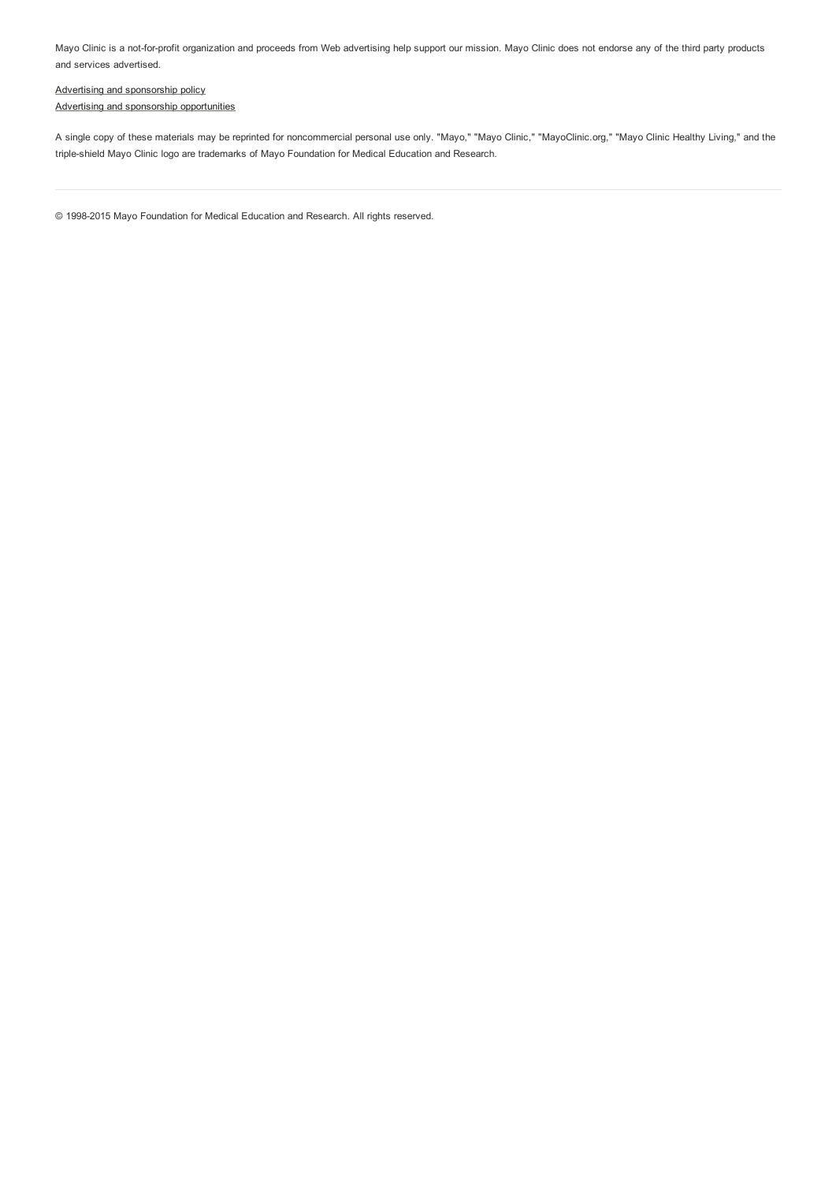Mayo Clinic is a not-for-profit organization and proceeds from Web advertising help support our mission. Mayo Clinic does not endorse any of the third party products and services advertised.

Advertising and sponsorship policy
Advertising and sponsorship opportunities

A single copy of these materials may be reprinted for noncommercial personal use only. "Mayo," "Mayo Clinic," "MayoClinic.org," "Mayo Clinic Healthy Living," and the triple-shield Mayo Clinic logo are trademarks of Mayo Foundation for Medical Education and Research.

---

© 1998-2015 Mayo Foundation for Medical Education and Research. All rights reserved.